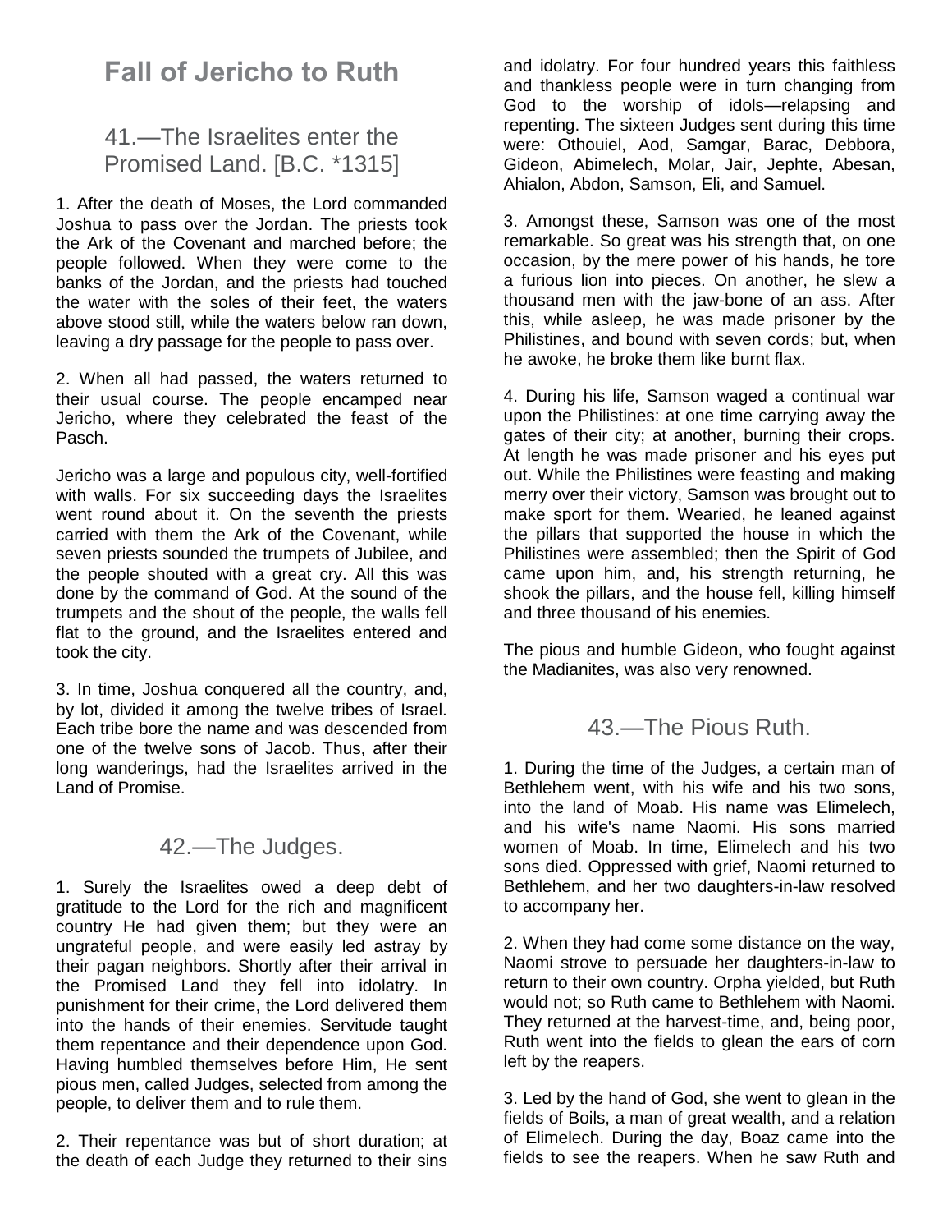# Fall of Jericho to Ruth

## 41.—The Israelites enter the Promised Land. [B.C. *1315]

1. After the death of Moses, the Lord commanded Joshua to pass over the Jordan. The priests took the Ark of the Covenant and marched before; the people followed. When they were come to the banks of the Jordan, and the priests had touched the water with the soles of their feet, the waters above stood still, while the waters below ran down, leaving a dry passage for the people to pass over.

2. When all had passed, the waters returned to their usual course. The people encamped near Jericho, where they celebrated the feast of the Pasch.

Jericho was a large and populous city, well-fortified with walls. For six succeeding days the Israelites went round about it. On the seventh the priests carried with them the Ark of the Covenant, while seven priests sounded the trumpets of Jubilee, and the people shouted with a great cry. All this was done by the command of God. At the sound of the trumpets and the shout of the people, the walls fell flat to the ground, and the Israelites entered and took the city.

3. In time, Joshua conquered all the country, and, by lot, divided it among the twelve tribes of Israel. Each tribe bore the name and was descended from one of the twelve sons of Jacob. Thus, after their long wanderings, had the Israelites arrived in the Land of Promise.

## 42.—The Judges.

1. Surely the Israelites owed a deep debt of gratitude to the Lord for the rich and magnificent country He had given them; but they were an ungrateful people, and were easily led astray by their pagan neighbors. Shortly after their arrival in the Promised Land they fell into idolatry. In punishment for their crime, the Lord delivered them into the hands of their enemies. Servitude taught them repentance and their dependence upon God. Having humbled themselves before Him, He sent pious men, called Judges, selected from among the people, to deliver them and to rule them.

2. Their repentance was but of short duration; at the death of each Judge they returned to their sins and idolatry. For four hundred years this faithless and thankless people were in turn changing from God to the worship of idols—relapsing and repenting. The sixteen Judges sent during this time were: Othouiel, Aod, Samgar, Barac, Debbora, Gideon, Abimelech, Molar, Jair, Jephte, Abesan, Ahialon, Abdon, Samson, Eli, and Samuel.

3. Amongst these, Samson was one of the most remarkable. So great was his strength that, on one occasion, by the mere power of his hands, he tore a furious lion into pieces. On another, he slew a thousand men with the jaw-bone of an ass. After this, while asleep, he was made prisoner by the Philistines, and bound with seven cords; but, when he awoke, he broke them like burnt flax.

4. During his life, Samson waged a continual war upon the Philistines: at one time carrying away the gates of their city; at another, burning their crops. At length he was made prisoner and his eyes put out. While the Philistines were feasting and making merry over their victory, Samson was brought out to make sport for them. Wearied, he leaned against the pillars that supported the house in which the Philistines were assembled; then the Spirit of God came upon him, and, his strength returning, he shook the pillars, and the house fell, killing himself and three thousand of his enemies.

The pious and humble Gideon, who fought against the Madianites, was also very renowned.

## 43.—The Pious Ruth.

1. During the time of the Judges, a certain man of Bethlehem went, with his wife and his two sons, into the land of Moab. His name was Elimelech, and his wife's name Naomi. His sons married women of Moab. In time, Elimelech and his two sons died. Oppressed with grief, Naomi returned to Bethlehem, and her two daughters-in-law resolved to accompany her.

2. When they had come some distance on the way, Naomi strove to persuade her daughters-in-law to return to their own country. Orpha yielded, but Ruth would not; so Ruth came to Bethlehem with Naomi. They returned at the harvest-time, and, being poor, Ruth went into the fields to glean the ears of corn left by the reapers.

3. Led by the hand of God, she went to glean in the fields of Boils, a man of great wealth, and a relation of Elimelech. During the day, Boaz came into the fields to see the reapers. When he saw Ruth and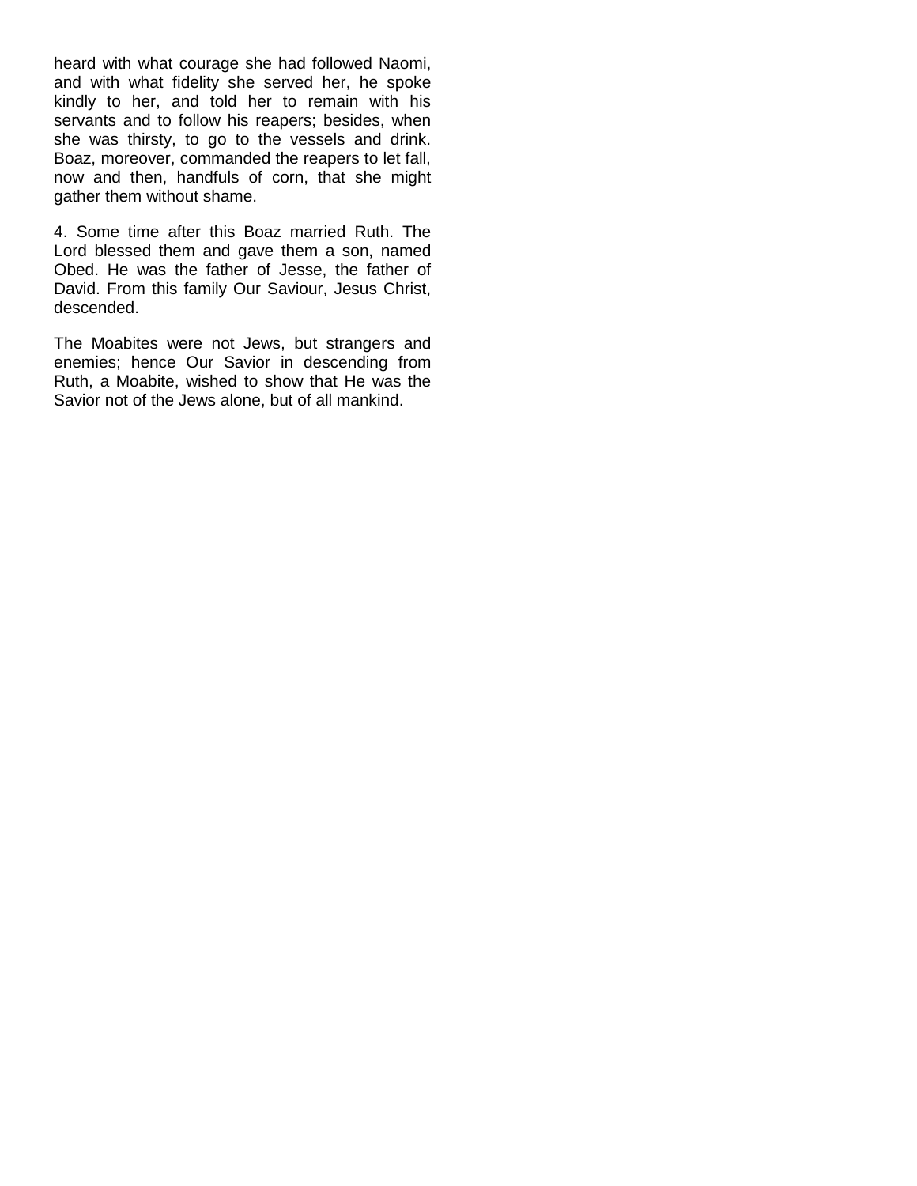heard with what courage she had followed Naomi, and with what fidelity she served her, he spoke kindly to her, and told her to remain with his servants and to follow his reapers; besides, when she was thirsty, to go to the vessels and drink. Boaz, moreover, commanded the reapers to let fall, now and then, handfuls of corn, that she might gather them without shame.

4. Some time after this Boaz married Ruth. The Lord blessed them and gave them a son, named Obed. He was the father of Jesse, the father of David. From this family Our Saviour, Jesus Christ, descended.

The Moabites were not Jews, but strangers and enemies; hence Our Savior in descending from Ruth, a Moabite, wished to show that He was the Savior not of the Jews alone, but of all mankind.